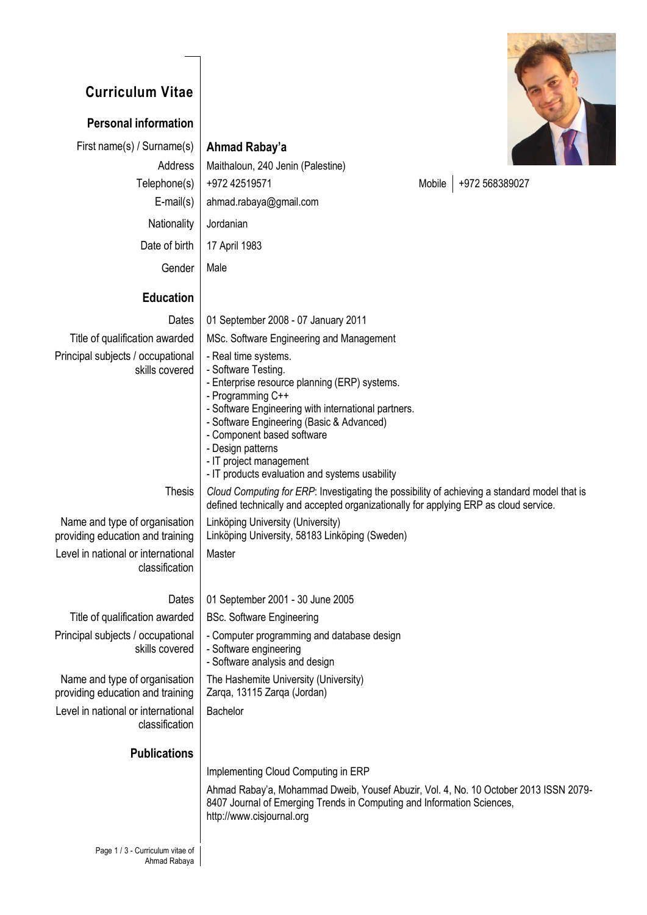# Curriculum Vitae

## Personal information

| | |
|---|---|
| First name(s) / Surname(s) | **Ahmad Rabay'a** |
| Address | Maithaloun, 240 Jenin (Palestine) |
| Telephone(s) | +972 42519571 — Mobile: +972 568389027 |
| E-mail(s) | ahmad.rabaya@gmail.com |
| Nationality | Jordanian |
| Date of birth | 17 April 1983 |
| Gender | Male |

## Education

| | |
|---|---|
| Dates | 01 September 2008 - 07 January 2011 |
| Title of qualification awarded | MSc. Software Engineering and Management |
| Principal subjects / occupational skills covered | - Real time systems.<br>- Software Testing.<br>- Enterprise resource planning (ERP) systems.<br>- Programming C++<br>- Software Engineering with international partners.<br>- Software Engineering (Basic & Advanced)<br>- Component based software<br>- Design patterns<br>- IT project management<br>- IT products evaluation and systems usability |
| Thesis | *Cloud Computing for ERP*: Investigating the possibility of achieving a standard model that is defined technically and accepted organizationally for applying ERP as cloud service. |
| Name and type of organisation providing education and training | Linköping University (University)<br>Linköping University, 58183 Linköping (Sweden) |
| Level in national or international classification | Master |

| | |
|---|---|
| Dates | 01 September 2001 - 30 June 2005 |
| Title of qualification awarded | BSc. Software Engineering |
| Principal subjects / occupational skills covered | - Computer programming and database design<br>- Software engineering<br>- Software analysis and design |
| Name and type of organisation providing education and training | The Hashemite University (University)<br>Zarqa, 13115 Zarqa (Jordan) |
| Level in national or international classification | Bachelor |

## Publications

Implementing Cloud Computing in ERP

Ahmad Rabay'a, Mohammad Dweib, Yousef Abuzir, Vol. 4, No. 10 October 2013 ISSN 2079-8407 Journal of Emerging Trends in Computing and Information Sciences, http://www.cisjournal.org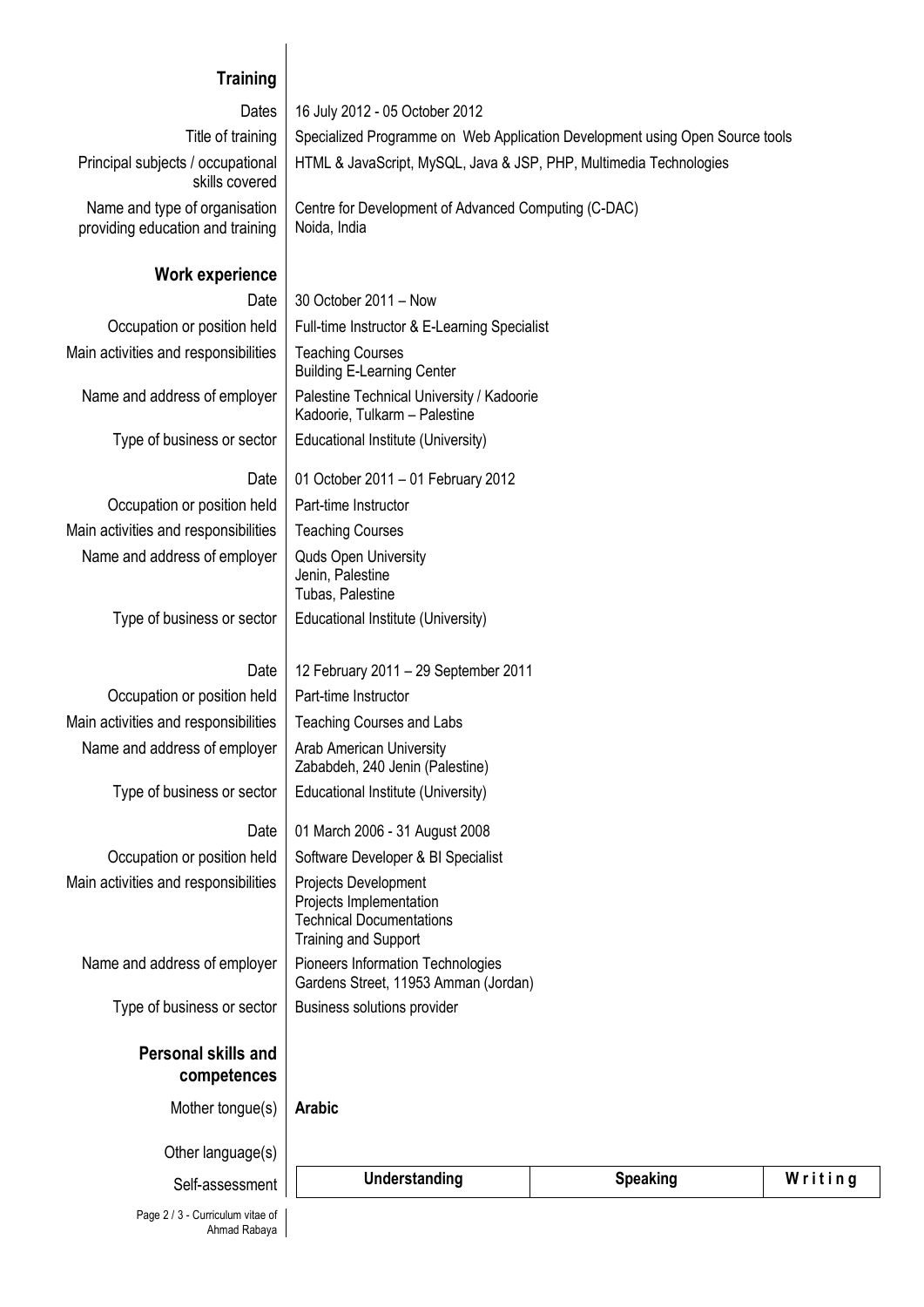## Training

| | |
|---|---|
| Dates | 16 July 2012 - 05 October 2012 |
| Title of training | Specialized Programme on Web Application Development using Open Source tools |
| Principal subjects / occupational skills covered | HTML & JavaScript, MySQL, Java & JSP, PHP, Multimedia Technologies |
| Name and type of organisation providing education and training | Centre for Development of Advanced Computing (C-DAC)<br>Noida, India |

## Work experience

| | |
|---|---|
| Date | 30 October 2011 – Now |
| Occupation or position held | Full-time Instructor & E-Learning Specialist |
| Main activities and responsibilities | Teaching Courses<br>Building E-Learning Center |
| Name and address of employer | Palestine Technical University / Kadoorie<br>Kadoorie, Tulkarm – Palestine |
| Type of business or sector | Educational Institute (University) |

| | |
|---|---|
| Date | 01 October 2011 – 01 February 2012 |
| Occupation or position held | Part-time Instructor |
| Main activities and responsibilities | Teaching Courses |
| Name and address of employer | Quds Open University<br>Jenin, Palestine<br>Tubas, Palestine |
| Type of business or sector | Educational Institute (University) |

| | |
|---|---|
| Date | 12 February 2011 – 29 September 2011 |
| Occupation or position held | Part-time Instructor |
| Main activities and responsibilities | Teaching Courses and Labs |
| Name and address of employer | Arab American University<br>Zababdeh, 240 Jenin (Palestine) |
| Type of business or sector | Educational Institute (University) |

| | |
|---|---|
| Date | 01 March 2006 - 31 August 2008 |
| Occupation or position held | Software Developer & BI Specialist |
| Main activities and responsibilities | Projects Development<br>Projects Implementation<br>Technical Documentations<br>Training and Support |
| Name and address of employer | Pioneers Information Technologies<br>Gardens Street, 11953 Amman (Jordan) |
| Type of business or sector | Business solutions provider |

## Personal skills and competences

| | |
|---|---|
| Mother tongue(s) | **Arabic** |

Other language(s)

| Self-assessment | Understanding | Speaking | Writing |
|---|---|---|---|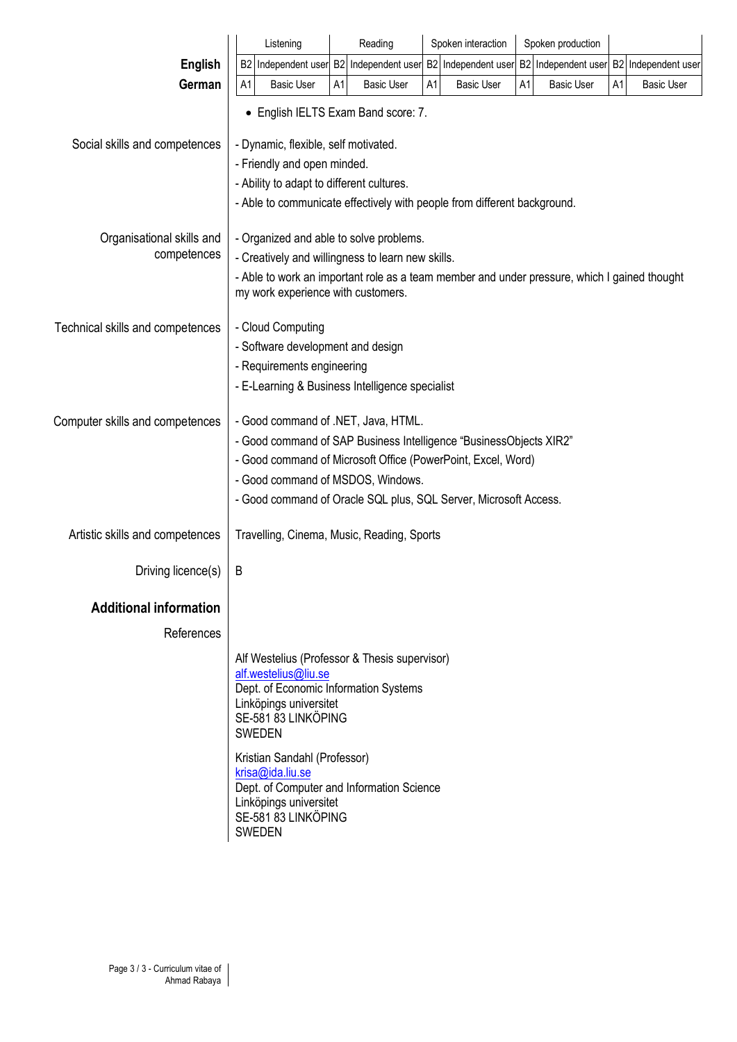| | Listening | | Reading | | Spoken interaction | | Spoken production | | | |
|---|---|---|---|---|---|---|---|---|---|---|
| **English** | B2 | Independent user | B2 | Independent user | B2 | Independent user | B2 | Independent user | B2 | Independent user |
| **German** | A1 | Basic User | A1 | Basic User | A1 | Basic User | A1 | Basic User | A1 | Basic User |

- English IELTS Exam Band score: 7.

**Social skills and competences**

- Dynamic, flexible, self motivated.
- Friendly and open minded.
- Ability to adapt to different cultures.
- Able to communicate effectively with people from different background.

**Organisational skills and competences**

- Organized and able to solve problems.
- Creatively and willingness to learn new skills.
- Able to work an important role as a team member and under pressure, which I gained thought my work experience with customers.

**Technical skills and competences**

- Cloud Computing
- Software development and design
- Requirements engineering
- E-Learning & Business Intelligence specialist

**Computer skills and competences**

- Good command of .NET, Java, HTML.
- Good command of SAP Business Intelligence "BusinessObjects XIR2"
- Good command of Microsoft Office (PowerPoint, Excel, Word)
- Good command of MSDOS, Windows.
- Good command of Oracle SQL plus, SQL Server, Microsoft Access.

**Artistic skills and competences**

Travelling, Cinema, Music, Reading, Sports

**Driving licence(s)**

B

## Additional information

**References**

Alf Westelius (Professor & Thesis supervisor)
alf.westelius@liu.se
Dept. of Economic Information Systems
Linköpings universitet
SE-581 83 LINKÖPING
SWEDEN

Kristian Sandahl (Professor)
krisa@ida.liu.se
Dept. of Computer and Information Science
Linköpings universitet
SE-581 83 LINKÖPING
SWEDEN